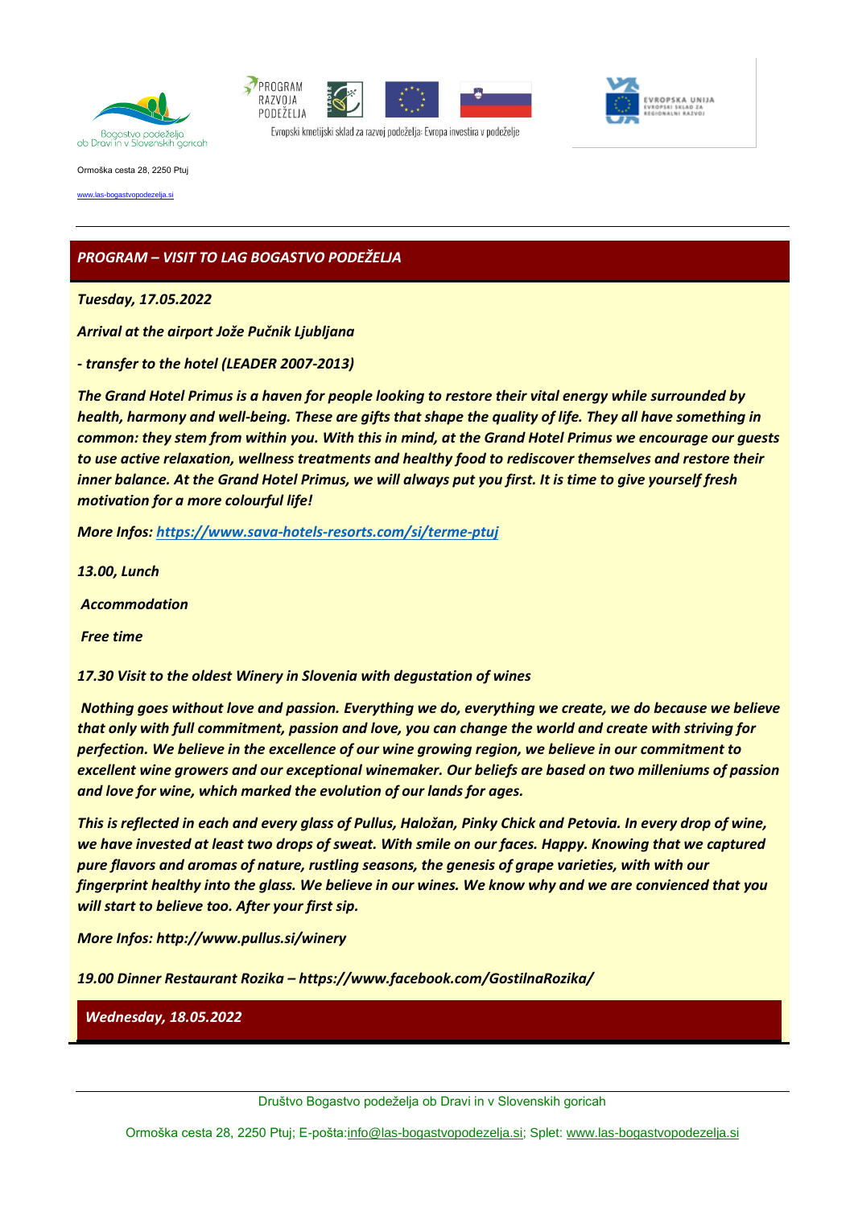Ormoška cesta 28, 2250 Ptuj

www.las-bogastvopodezelja.si

## *PROGRAM – VISIT TO LAG BOGASTVO PODEŽELJA*

***Tuesday, 17.05.2022***

***Arrival at the airport Jože Pučnik Ljubljana***

***- transfer to the hotel (LEADER 2007-2013)***

***The Grand Hotel Primus is a haven for people looking to restore their vital energy while surrounded by health, harmony and well-being. These are gifts that shape the quality of life. They all have something in common: they stem from within you. With this in mind, at the Grand Hotel Primus we encourage our guests to use active relaxation, wellness treatments and healthy food to rediscover themselves and restore their inner balance. At the Grand Hotel Primus, we will always put you first. It is time to give yourself fresh motivation for a more colourful life!***

***More Infos: https://www.sava-hotels-resorts.com/si/terme-ptuj***

***13.00, Lunch***

***Accommodation***

***Free time***

***17.30 Visit to the oldest Winery in Slovenia with degustation of wines***

***Nothing goes without love and passion. Everything we do, everything we create, we do because we believe that only with full commitment, passion and love, you can change the world and create with striving for perfection. We believe in the excellence of our wine growing region, we believe in our commitment to excellent wine growers and our exceptional winemaker. Our beliefs are based on two milleniums of passion and love for wine, which marked the evolution of our lands for ages.***

***This is reflected in each and every glass of Pullus, Haložan, Pinky Chick and Petovia. In every drop of wine, we have invested at least two drops of sweat. With smile on our faces. Happy. Knowing that we captured pure flavors and aromas of nature, rustling seasons, the genesis of grape varieties, with with our fingerprint healthy into the glass. We believe in our wines. We know why and we are convienced that you will start to believe too. After your first sip.***

***More Infos: http://www.pullus.si/winery***

***19.00 Dinner Restaurant Rozika – https://www.facebook.com/GostilnaRozika/***

***Wednesday, 18.05.2022***

Društvo Bogastvo podeželja ob Dravi in v Slovenskih goricah

Ormoška cesta 28, 2250 Ptuj; E-pošta:info@las-bogastvopodezelja.si; Splet: www.las-bogastvopodezelja.si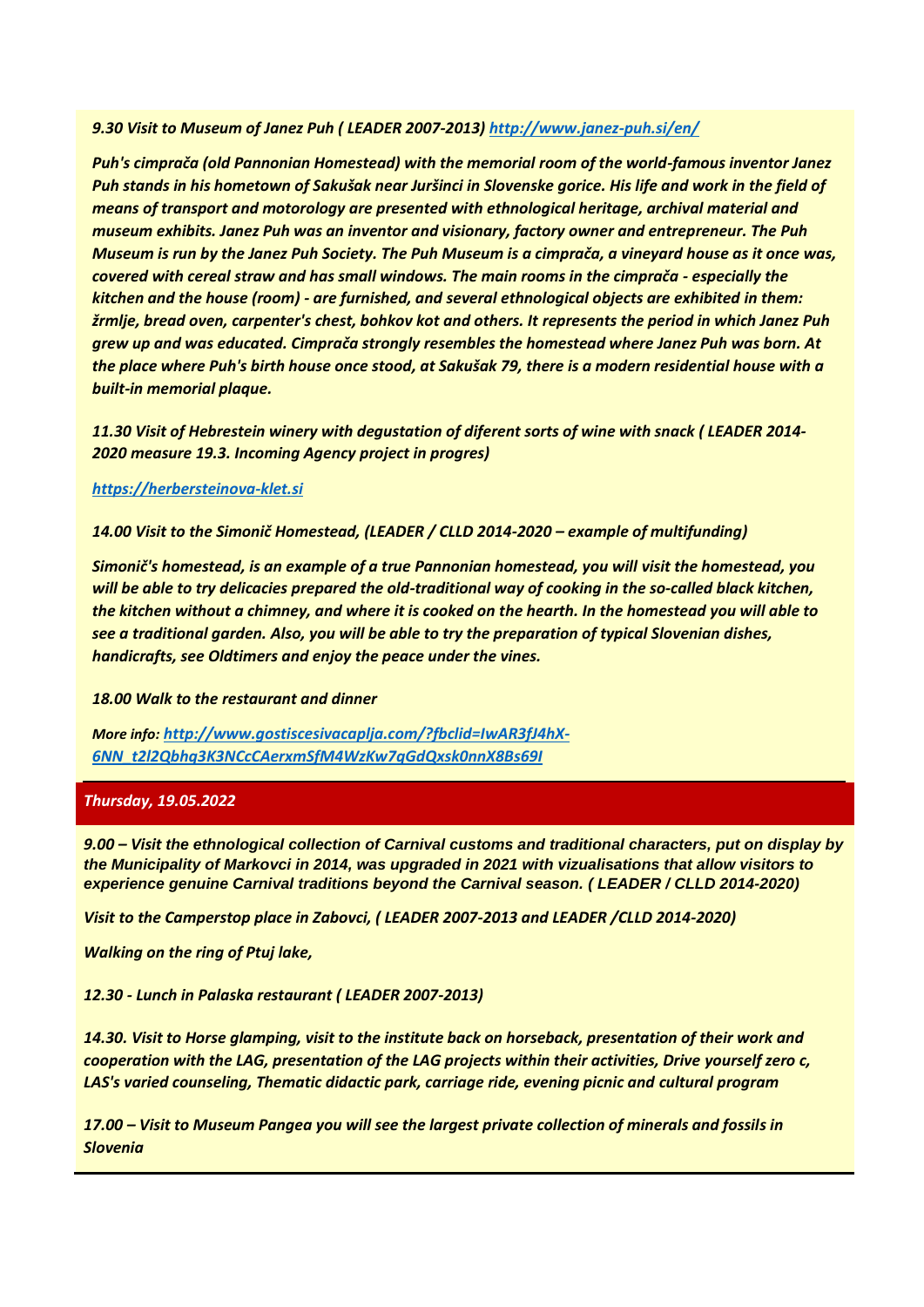*9.30 Visit to Museum of Janez Puh ( LEADER 2007-2013) http://www.janez-puh.si/en/*

*Puh's cimprača (old Pannonian Homestead) with the memorial room of the world-famous inventor Janez Puh stands in his hometown of Sakušak near Juršinci in Slovenske gorice. His life and work in the field of means of transport and motorology are presented with ethnological heritage, archival material and museum exhibits. Janez Puh was an inventor and visionary, factory owner and entrepreneur. The Puh Museum is run by the Janez Puh Society. The Puh Museum is a cimprača, a vineyard house as it once was, covered with cereal straw and has small windows. The main rooms in the cimprača - especially the kitchen and the house (room) - are furnished, and several ethnological objects are exhibited in them: žrmlje, bread oven, carpenter's chest, bohkov kot and others. It represents the period in which Janez Puh grew up and was educated. Cimprača strongly resembles the homestead where Janez Puh was born. At the place where Puh's birth house once stood, at Sakušak 79, there is a modern residential house with a built-in memorial plaque.*

*11.30 Visit of Hebrestein winery with degustation of diferent sorts of wine with snack ( LEADER 2014-2020 measure 19.3. Incoming Agency project in progres)*

*https://herbersteinova-klet.si*

*14.00 Visit to the Simonič Homestead, (LEADER / CLLD 2014-2020 – example of multifunding)*

*Simonič's homestead, is an example of a true Pannonian homestead, you will visit the homestead, you will be able to try delicacies prepared the old-traditional way of cooking in the so-called black kitchen, the kitchen without a chimney, and where it is cooked on the hearth. In the homestead you will able to see a traditional garden. Also, you will be able to try the preparation of typical Slovenian dishes, handicrafts, see Oldtimers and enjoy the peace under the vines.*

*18.00 Walk to the restaurant and dinner*

*More info: http://www.gostiscesivacaplja.com/?fbclid=IwAR3fJ4hX-6NN_t2l2Qbhq3K3NCcCAerxmSfM4WzKw7qGdQxsk0nnX8Bs69I*

## *Thursday, 19.05.2022*

*9.00 – Visit the ethnological collection of Carnival customs and traditional characters, put on display by the Municipality of Markovci in 2014, was upgraded in 2021 with vizualisations that allow visitors to experience genuine Carnival traditions beyond the Carnival season. ( LEADER / CLLD 2014-2020)*

*Visit to the Camperstop place in Zabovci, ( LEADER 2007-2013 and LEADER /CLLD 2014-2020)*

*Walking on the ring of Ptuj lake,*

*12.30 - Lunch in Palaska restaurant ( LEADER 2007-2013)*

*14.30. Visit to Horse glamping, visit to the institute back on horseback, presentation of their work and cooperation with the LAG, presentation of the LAG projects within their activities, Drive yourself zero c, LAS's varied counseling, Thematic didactic park, carriage ride, evening picnic and cultural program*

*17.00 – Visit to Museum Pangea you will see the largest private collection of minerals and fossils in Slovenia*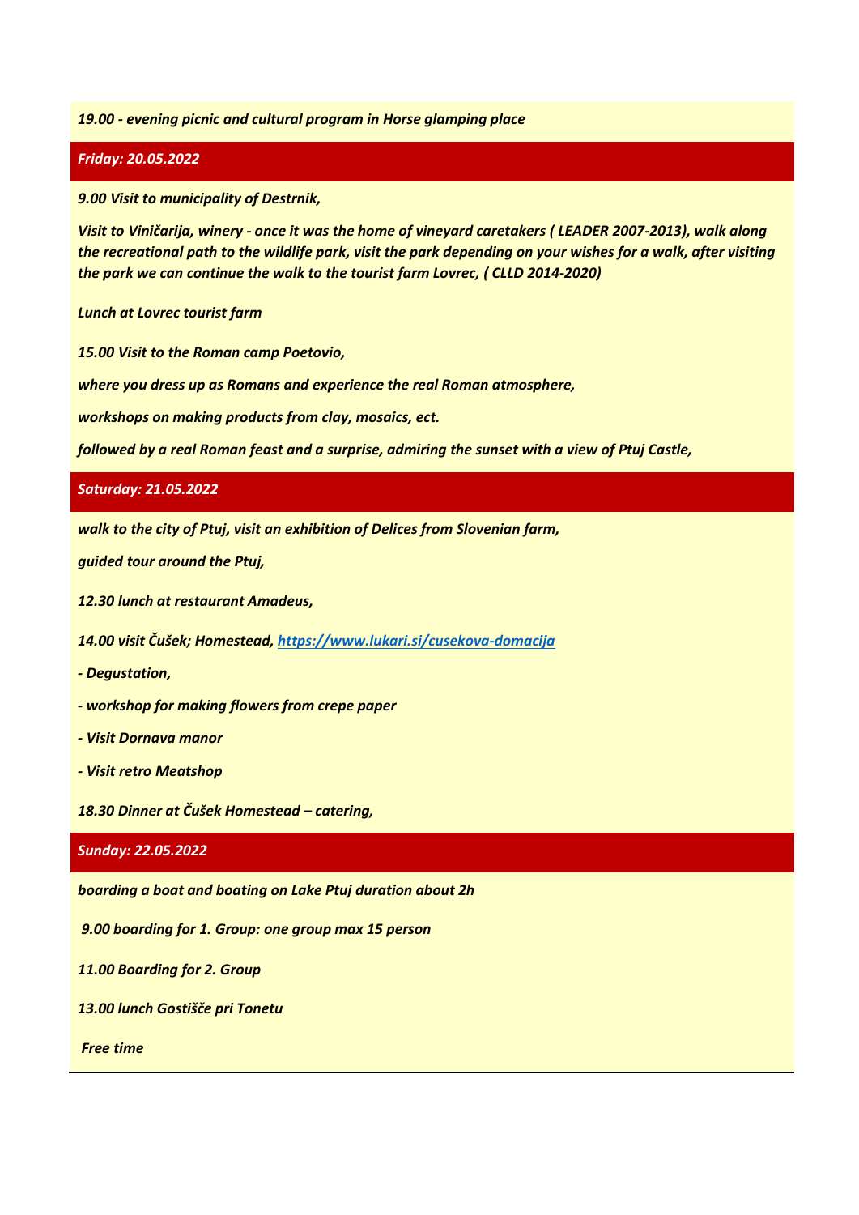*19.00 - evening picnic and cultural program in Horse glamping place*

## *Friday: 20.05.2022*

*9.00 Visit to municipality of Destrnik,*

*Visit to Viničarija, winery - once it was the home of vineyard caretakers ( LEADER 2007-2013), walk along the recreational path to the wildlife park, visit the park depending on your wishes for a walk, after visiting the park we can continue the walk to the tourist farm Lovrec, ( CLLD 2014-2020)*

*Lunch at Lovrec tourist farm*

*15.00 Visit to the Roman camp Poetovio,*

*where you dress up as Romans and experience the real Roman atmosphere,*

*workshops on making products from clay, mosaics, ect.*

*followed by a real Roman feast and a surprise, admiring the sunset with a view of Ptuj Castle,*

## *Saturday: 21.05.2022*

*walk to the city of Ptuj, visit an exhibition of Delices from Slovenian farm,*

*guided tour around the Ptuj,*

*12.30 lunch at restaurant Amadeus,*

*14.00 visit Čušek; Homestead, https://www.lukari.si/cusekova-domacija*

*- Degustation,*

*- workshop for making flowers from crepe paper*

*- Visit Dornava manor*

*- Visit retro Meatshop*

*18.30 Dinner at Čušek Homestead – catering,*

## *Sunday: 22.05.2022*

*boarding a boat and boating on Lake Ptuj duration about 2h*

*9.00 boarding for 1. Group: one group max 15 person*

*11.00 Boarding for 2. Group*

*13.00 lunch Gostišče pri Tonetu*

*Free time*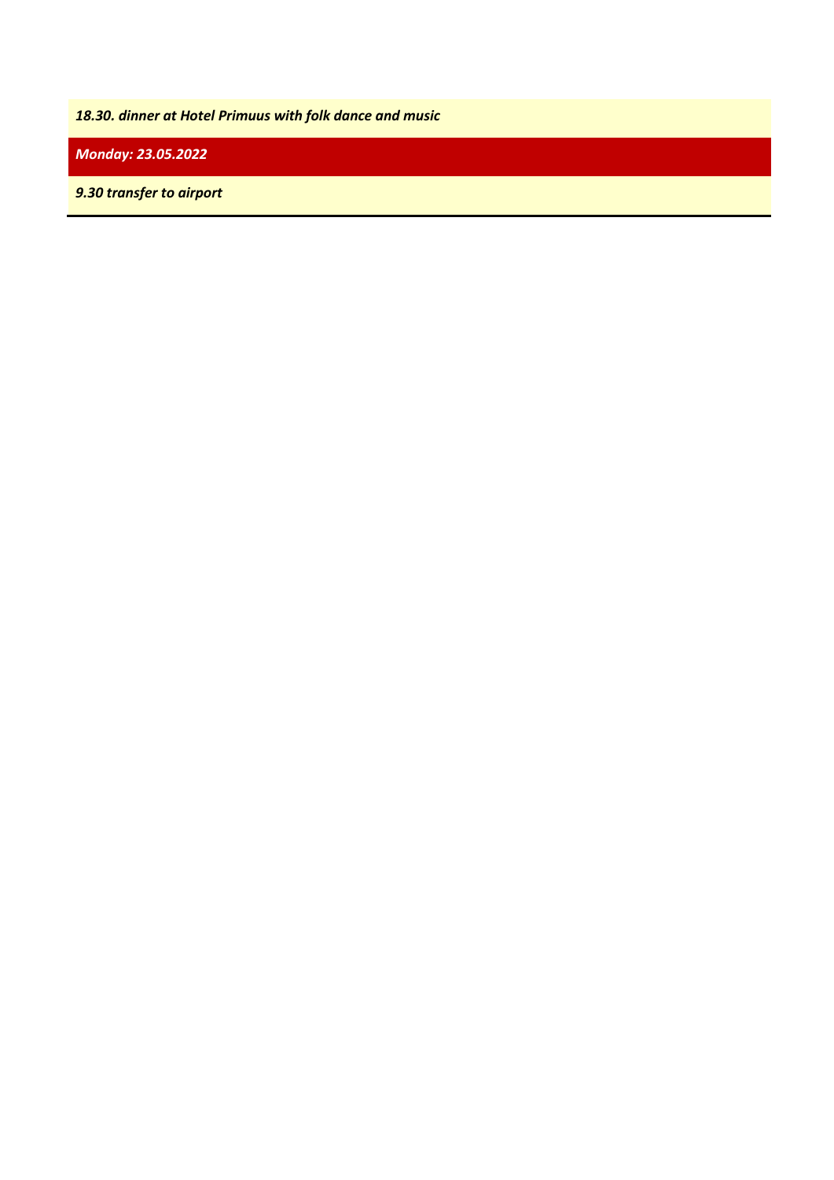*18.30. dinner at Hotel Primuus with folk dance and music*

*Monday: 23.05.2022*

*9.30 transfer to airport*